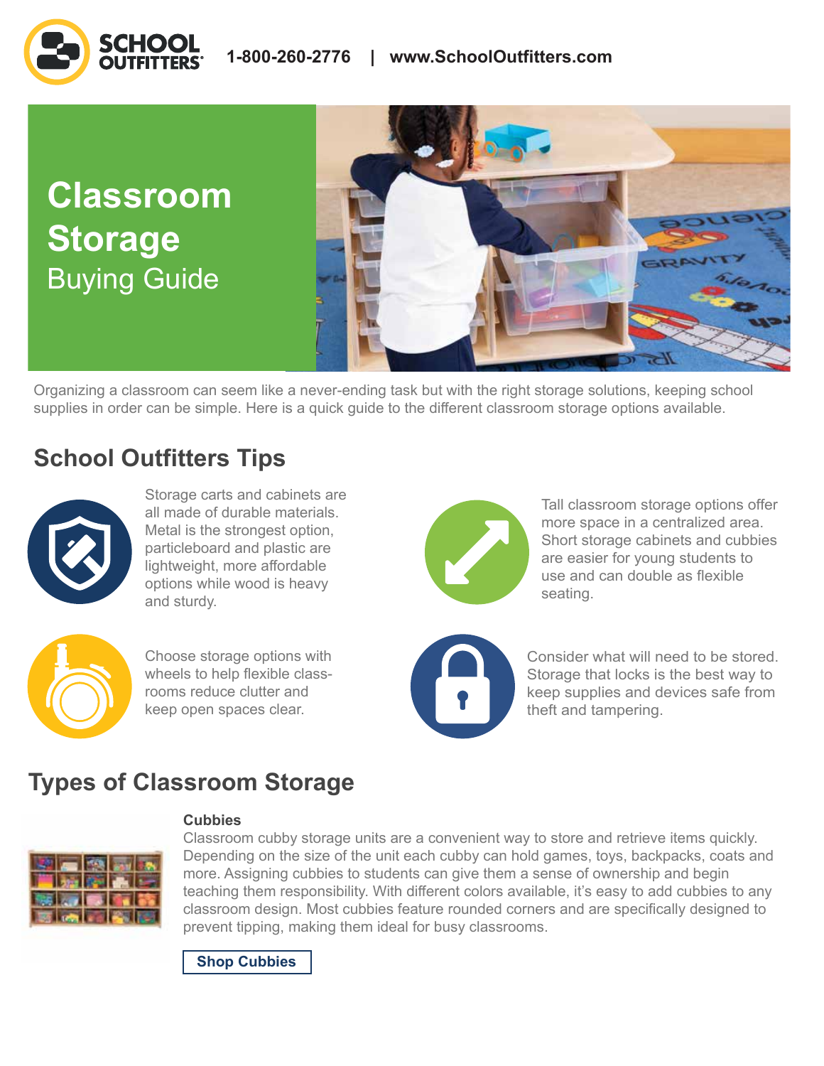SCHOOL OUTFITTERS 1-800-260-2776 | www.SchoolOutfitters.com

# Classroom Storage
Buying Guide

Organizing a classroom can seem like a never-ending task but with the right storage solutions, keeping school supplies in order can be simple. Here is a quick guide to the different classroom storage options available.

## School Outfitters Tips

Storage carts and cabinets are all made of durable materials. Metal is the strongest option, particleboard and plastic are lightweight, more affordable options while wood is heavy and sturdy.

Tall classroom storage options offer more space in a centralized area. Short storage cabinets and cubbies are easier for young students to use and can double as flexible seating.

Choose storage options with wheels to help flexible classrooms reduce clutter and keep open spaces clear.

Consider what will need to be stored. Storage that locks is the best way to keep supplies and devices safe from theft and tampering.

## Types of Classroom Storage

**Cubbies**

Classroom cubby storage units are a convenient way to store and retrieve items quickly. Depending on the size of the unit each cubby can hold games, toys, backpacks, coats and more. Assigning cubbies to students can give them a sense of ownership and begin teaching them responsibility. With different colors available, it's easy to add cubbies to any classroom design. Most cubbies feature rounded corners and are specifically designed to prevent tipping, making them ideal for busy classrooms.

Shop Cubbies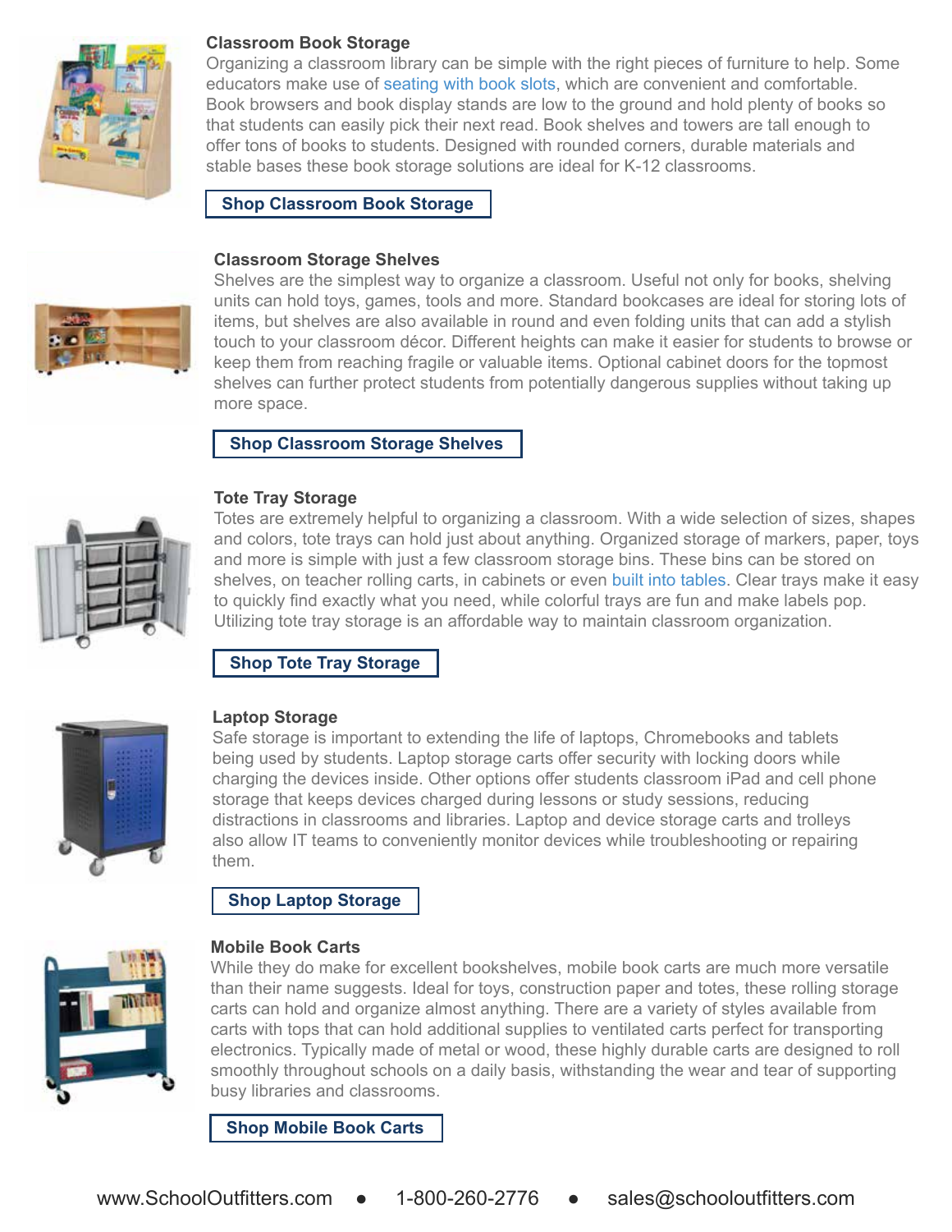### Classroom Book Storage

Organizing a classroom library can be simple with the right pieces of furniture to help. Some educators make use of seating with book slots, which are convenient and comfortable. Book browsers and book display stands are low to the ground and hold plenty of books so that students can easily pick their next read. Book shelves and towers are tall enough to offer tons of books to students. Designed with rounded corners, durable materials and stable bases these book storage solutions are ideal for K-12 classrooms.

**Shop Classroom Book Storage**

### Classroom Storage Shelves

Shelves are the simplest way to organize a classroom. Useful not only for books, shelving units can hold toys, games, tools and more. Standard bookcases are ideal for storing lots of items, but shelves are also available in round and even folding units that can add a stylish touch to your classroom décor. Different heights can make it easier for students to browse or keep them from reaching fragile or valuable items. Optional cabinet doors for the topmost shelves can further protect students from potentially dangerous supplies without taking up more space.

**Shop Classroom Storage Shelves**

### Tote Tray Storage

Totes are extremely helpful to organizing a classroom. With a wide selection of sizes, shapes and colors, tote trays can hold just about anything. Organized storage of markers, paper, toys and more is simple with just a few classroom storage bins. These bins can be stored on shelves, on teacher rolling carts, in cabinets or even built into tables. Clear trays make it easy to quickly find exactly what you need, while colorful trays are fun and make labels pop. Utilizing tote tray storage is an affordable way to maintain classroom organization.

**Shop Tote Tray Storage**

### Laptop Storage

Safe storage is important to extending the life of laptops, Chromebooks and tablets being used by students. Laptop storage carts offer security with locking doors while charging the devices inside. Other options offer students classroom iPad and cell phone storage that keeps devices charged during lessons or study sessions, reducing distractions in classrooms and libraries. Laptop and device storage carts and trolleys also allow IT teams to conveniently monitor devices while troubleshooting or repairing them.

**Shop Laptop Storage**

### Mobile Book Carts

While they do make for excellent bookshelves, mobile book carts are much more versatile than their name suggests. Ideal for toys, construction paper and totes, these rolling storage carts can hold and organize almost anything. There are a variety of styles available from carts with tops that can hold additional supplies to ventilated carts perfect for transporting electronics. Typically made of metal or wood, these highly durable carts are designed to roll smoothly throughout schools on a daily basis, withstanding the wear and tear of supporting busy libraries and classrooms.

**Shop Mobile Book Carts**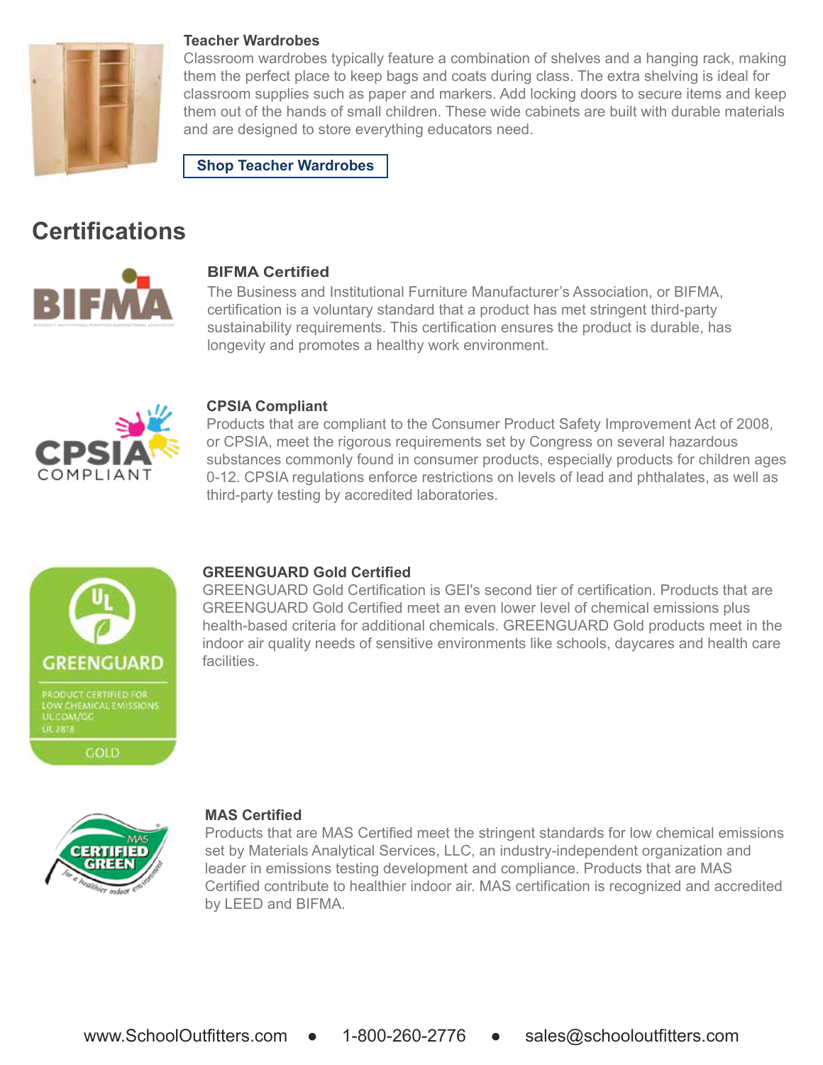### Teacher Wardrobes

Classroom wardrobes typically feature a combination of shelves and a hanging rack, making them the perfect place to keep bags and coats during class. The extra shelving is ideal for classroom supplies such as paper and markers. Add locking doors to secure items and keep them out of the hands of small children. These wide cabinets are built with durable materials and are designed to store everything educators need.

Shop Teacher Wardrobes

## Certifications

### BIFMA Certified

The Business and Institutional Furniture Manufacturer's Association, or BIFMA, certification is a voluntary standard that a product has met stringent third-party sustainability requirements. This certification ensures the product is durable, has longevity and promotes a healthy work environment.

### CPSIA Compliant

Products that are compliant to the Consumer Product Safety Improvement Act of 2008, or CPSIA, meet the rigorous requirements set by Congress on several hazardous substances commonly found in consumer products, especially products for children ages 0-12. CPSIA regulations enforce restrictions on levels of lead and phthalates, as well as third-party testing by accredited laboratories.

### GREENGUARD Gold Certified

GREENGUARD Gold Certification is GEI's second tier of certification. Products that are GREENGUARD Gold Certified meet an even lower level of chemical emissions plus health-based criteria for additional chemicals. GREENGUARD Gold products meet in the indoor air quality needs of sensitive environments like schools, daycares and health care facilities.

### MAS Certified

Products that are MAS Certified meet the stringent standards for low chemical emissions set by Materials Analytical Services, LLC, an industry-independent organization and leader in emissions testing development and compliance. Products that are MAS Certified contribute to healthier indoor air. MAS certification is recognized and accredited by LEED and BIFMA.

www.SchoolOutfitters.com ● 1-800-260-2776 ● sales@schooloutfitters.com